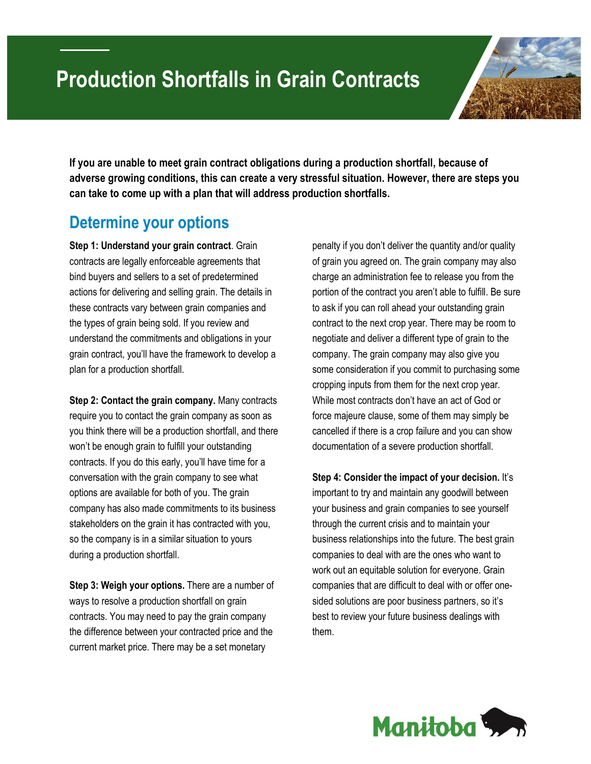# Production Shortfalls in Grain Contracts

**If you are unable to meet grain contract obligations during a production shortfall, because of adverse growing conditions, this can create a very stressful situation. However, there are steps you can take to come up with a plan that will address production shortfalls.**

## Determine your options

**Step 1: Understand your grain contract**. Grain contracts are legally enforceable agreements that bind buyers and sellers to a set of predetermined actions for delivering and selling grain. The details in these contracts vary between grain companies and the types of grain being sold. If you review and understand the commitments and obligations in your grain contract, you'll have the framework to develop a plan for a production shortfall.

**Step 2: Contact the grain company.** Many contracts require you to contact the grain company as soon as you think there will be a production shortfall, and there won't be enough grain to fulfill your outstanding contracts. If you do this early, you'll have time for a conversation with the grain company to see what options are available for both of you. The grain company has also made commitments to its business stakeholders on the grain it has contracted with you, so the company is in a similar situation to yours during a production shortfall.

**Step 3: Weigh your options.** There are a number of ways to resolve a production shortfall on grain contracts. You may need to pay the grain company the difference between your contracted price and the current market price. There may be a set monetary penalty if you don't deliver the quantity and/or quality of grain you agreed on. The grain company may also charge an administration fee to release you from the portion of the contract you aren't able to fulfill. Be sure to ask if you can roll ahead your outstanding grain contract to the next crop year. There may be room to negotiate and deliver a different type of grain to the company. The grain company may also give you some consideration if you commit to purchasing some cropping inputs from them for the next crop year. While most contracts don't have an act of God or force majeure clause, some of them may simply be cancelled if there is a crop failure and you can show documentation of a severe production shortfall.

**Step 4: Consider the impact of your decision.** It's important to try and maintain any goodwill between your business and grain companies to see yourself through the current crisis and to maintain your business relationships into the future. The best grain companies to deal with are the ones who want to work out an equitable solution for everyone. Grain companies that are difficult to deal with or offer one-sided solutions are poor business partners, so it's best to review your future business dealings with them.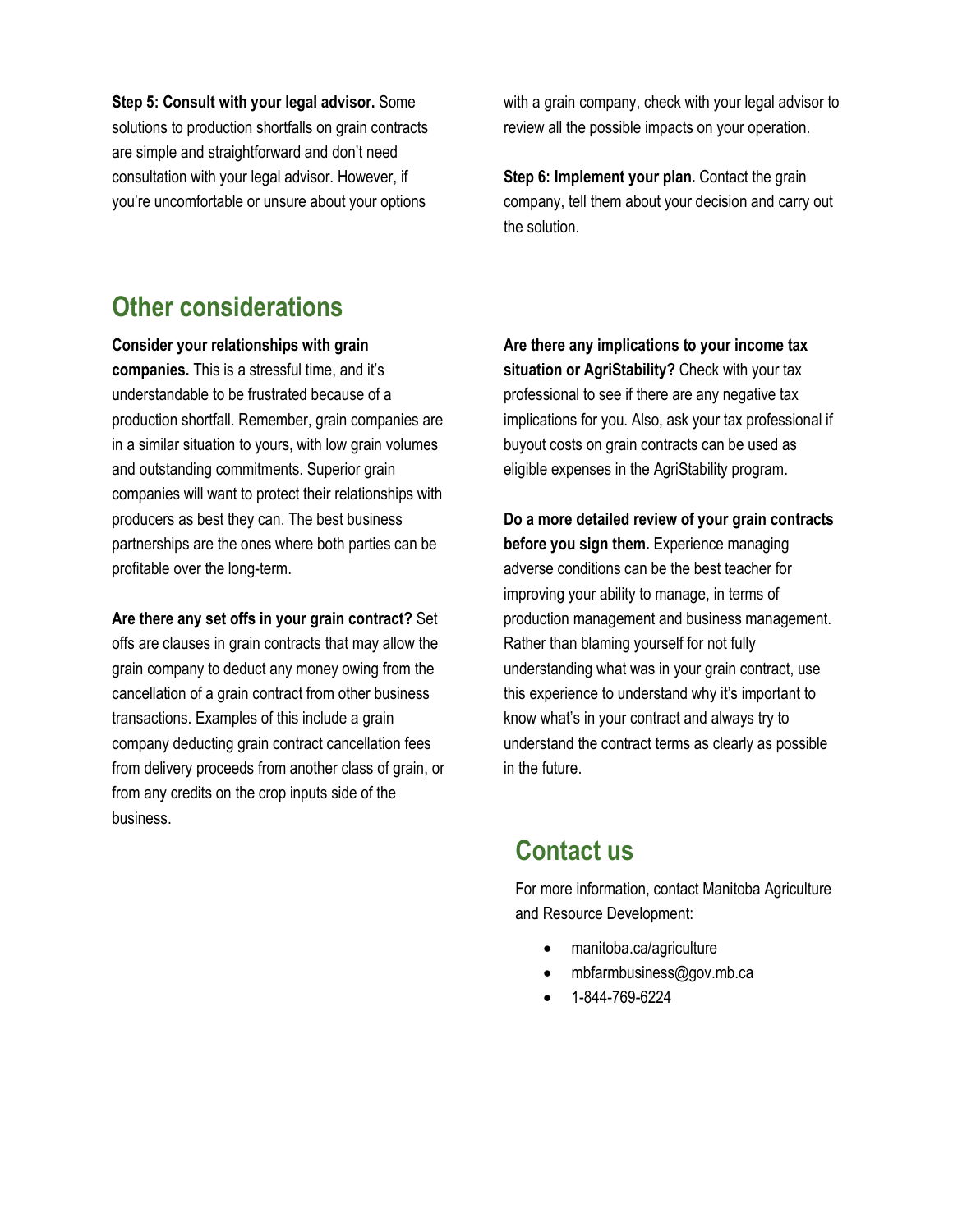**Step 5: Consult with your legal advisor.** Some solutions to production shortfalls on grain contracts are simple and straightforward and don't need consultation with your legal advisor. However, if you're uncomfortable or unsure about your options with a grain company, check with your legal advisor to review all the possible impacts on your operation.

**Step 6: Implement your plan.** Contact the grain company, tell them about your decision and carry out the solution.

## Other considerations

**Consider your relationships with grain companies.** This is a stressful time, and it's understandable to be frustrated because of a production shortfall. Remember, grain companies are in a similar situation to yours, with low grain volumes and outstanding commitments. Superior grain companies will want to protect their relationships with producers as best they can. The best business partnerships are the ones where both parties can be profitable over the long-term.

**Are there any set offs in your grain contract?** Set offs are clauses in grain contracts that may allow the grain company to deduct any money owing from the cancellation of a grain contract from other business transactions. Examples of this include a grain company deducting grain contract cancellation fees from delivery proceeds from another class of grain, or from any credits on the crop inputs side of the business.

**Are there any implications to your income tax situation or AgriStability?** Check with your tax professional to see if there are any negative tax implications for you. Also, ask your tax professional if buyout costs on grain contracts can be used as eligible expenses in the AgriStability program.

**Do a more detailed review of your grain contracts before you sign them.** Experience managing adverse conditions can be the best teacher for improving your ability to manage, in terms of production management and business management. Rather than blaming yourself for not fully understanding what was in your grain contract, use this experience to understand why it's important to know what's in your contract and always try to understand the contract terms as clearly as possible in the future.

## Contact us

For more information, contact Manitoba Agriculture and Resource Development:

- manitoba.ca/agriculture
- mbfarmbusiness@gov.mb.ca
- 1-844-769-6224